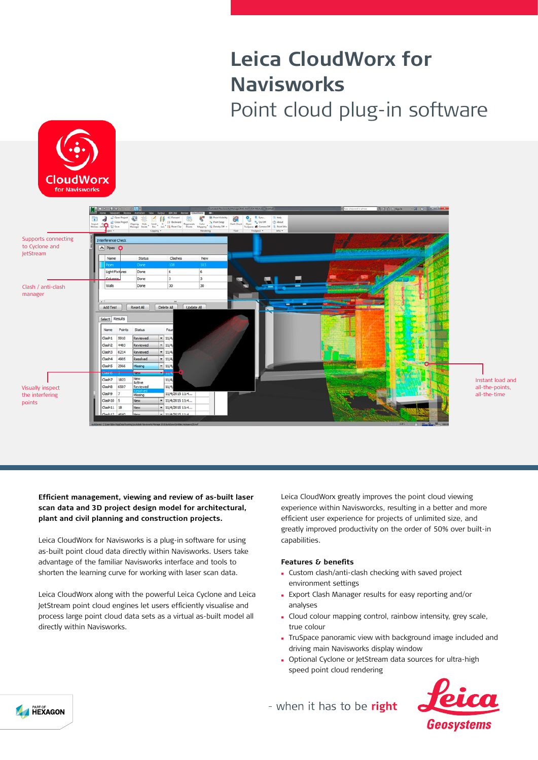# Leica CloudWorx for Navisworks

## Point cloud plug-in software

Supports connecting to Cyclone and JetStream

Clash / anti-clash manager

Visually inspect the interfering points

Instant load and all-the-points, all-the-time

**Efficient management, viewing and review of as-built laser scan data and 3D project design model for architectural, plant and civil planning and construction projects.**

Leica CloudWorx for Navisworks is a plug-in software for using as-built point cloud data directly within Navisworks. Users take advantage of the familiar Navisworks interface and tools to shorten the learning curve for working with laser scan data.

Leica CloudWorx along with the powerful Leica Cyclone and Leica JetStream point cloud engines let users efficiently visualise and process large point cloud data sets as a virtual as-built model all directly within Navisworks.

Leica CloudWorx greatly improves the point cloud viewing experience within Navisworcks, resulting in a better and more efficient user experience for projects of unlimited size, and greatly improved productivity on the order of 50% over built-in capabilities.

### Features & benefits

- Custom clash/anti-clash checking with saved project environment settings
- Export Clash Manager results for easy reporting and/or analyses
- Cloud colour mapping control, rainbow intensity, grey scale, true colour
- TruSpace panoramic view with background image included and driving main Navisworks display window
- Optional Cyclone or JetStream data sources for ultra-high speed point cloud rendering

- when it has to be **right**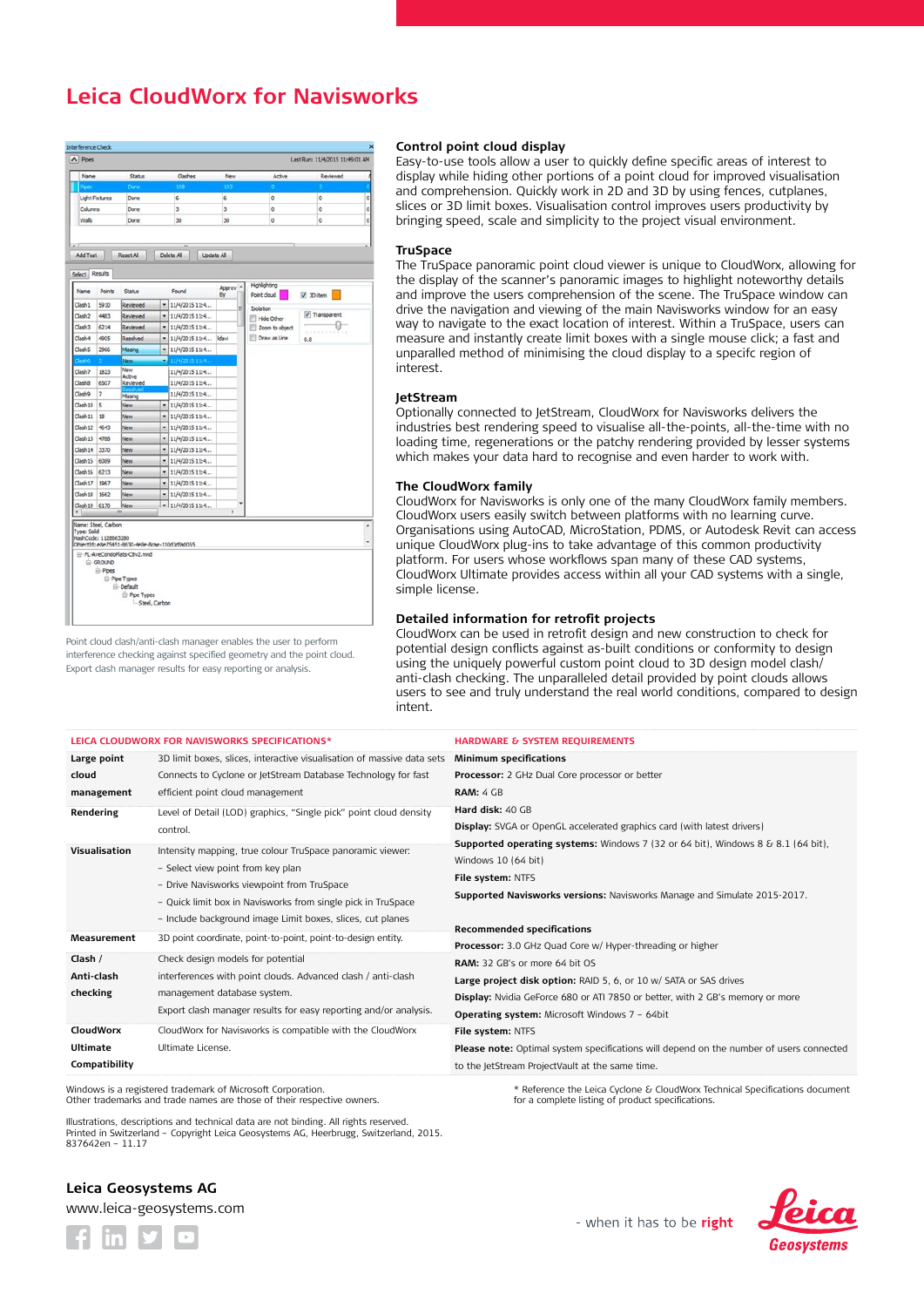# Leica CloudWorx for Navisworks

Point cloud clash/anti-clash manager enables the user to perform interference checking against specified geometry and the point cloud. Export clash manager results for easy reporting or analysis.

### Control point cloud display

Easy-to-use tools allow a user to quickly define specific areas of interest to display while hiding other portions of a point cloud for improved visualisation and comprehension. Quickly work in 2D and 3D by using fences, cutplanes, slices or 3D limit boxes. Visualisation control improves users productivity by bringing speed, scale and simplicity to the project visual environment.

### TruSpace

The TruSpace panoramic point cloud viewer is unique to CloudWorx, allowing for the display of the scanner's panoramic images to highlight noteworthy details and improve the users comprehension of the scene. The TruSpace window can drive the navigation and viewing of the main Navisworks window for an easy way to navigate to the exact location of interest. Within a TruSpace, users can measure and instantly create limit boxes with a single mouse click; a fast and unparalled method of minimising the cloud display to a specifc region of interest.

### JetStream

Optionally connected to JetStream, CloudWorx for Navisworks delivers the industries best rendering speed to visualise all-the-points, all-the-time with no loading time, regenerations or the patchy rendering provided by lesser systems which makes your data hard to recognise and even harder to work with.

### The CloudWorx family

CloudWorx for Navisworks is only one of the many CloudWorx family members. CloudWorx users easily switch between platforms with no learning curve. Organisations using AutoCAD, MicroStation, PDMS, or Autodesk Revit can access unique CloudWorx plug-ins to take advantage of this common productivity platform. For users whose workflows span many of these CAD systems, CloudWorx Ultimate provides access within all your CAD systems with a single, simple license.

### Detailed information for retrofit projects

CloudWorx can be used in retrofit design and new construction to check for potential design conflicts against as-built conditions or conformity to design using the uniquely powerful custom point cloud to 3D design model clash/anti-clash checking. The unparalleled detail provided by point clouds allows users to see and truly understand the real world conditions, compared to design intent.

### LEICA CLOUDWORX FOR NAVISWORKS SPECIFICATIONS*

| | |
|---|---|
| **Large point cloud management** | 3D limit boxes, slices, interactive visualisation of massive data sets. Connects to Cyclone or JetStream Database Technology for fast efficient point cloud management |
| **Rendering** | Level of Detail (LOD) graphics, "Single pick" point cloud density control. |
| **Visualisation** | Intensity mapping, true colour TruSpace panoramic viewer: – Select view point from key plan – Drive Navisworks viewpoint from TruSpace – Quick limit box in Navisworks from single pick in TruSpace – Include background image Limit boxes, slices, cut planes |
| **Measurement** | 3D point coordinate, point-to-point, point-to-design entity. |
| **Clash / Anti-clash checking** | Check design models for potential interferences with point clouds. Advanced clash / anti-clash management database system. Export clash manager results for easy reporting and/or analysis. |
| **CloudWorx Ultimate Compatibility** | CloudWorx for Navisworks is compatible with the CloudWorx Ultimate License. |

### HARDWARE & SYSTEM REQUIREMENTS

**Minimum specifications**

**Processor:** 2 GHz Dual Core processor or better
**RAM:** 4 GB
**Hard disk:** 40 GB
**Display:** SVGA or OpenGL accelerated graphics card (with latest drivers)
**Supported operating systems:** Windows 7 (32 or 64 bit), Windows 8 & 8.1 (64 bit), Windows 10 (64 bit)
**File system:** NTFS
**Supported Navisworks versions:** Navisworks Manage and Simulate 2015-2017.

**Recommended specifications**

**Processor:** 3.0 GHz Quad Core w/ Hyper-threading or higher
**RAM:** 32 GB's or more 64 bit OS
**Large project disk option:** RAID 5, 6, or 10 w/ SATA or SAS drives
**Display:** Nvidia GeForce 680 or ATI 7850 or better, with 2 GB's memory or more
**Operating system:** Microsoft Windows 7 – 64bit
**File system:** NTFS
**Please note:** Optimal system specifications will depend on the number of users connected to the JetStream ProjectVault at the same time.

Windows is a registered trademark of Microsoft Corporation.
Other trademarks and trade names are those of their respective owners.

* Reference the Leica Cyclone & CloudWorx Technical Specifications document for a complete listing of product specifications.

Illustrations, descriptions and technical data are not binding. All rights reserved.
Printed in Switzerland – Copyright Leica Geosystems AG, Heerbrugg, Switzerland, 2015.
837642en – 11.17

**Leica Geosystems AG**
www.leica-geosystems.com

- when it has to be **right**

Leica Geosystems